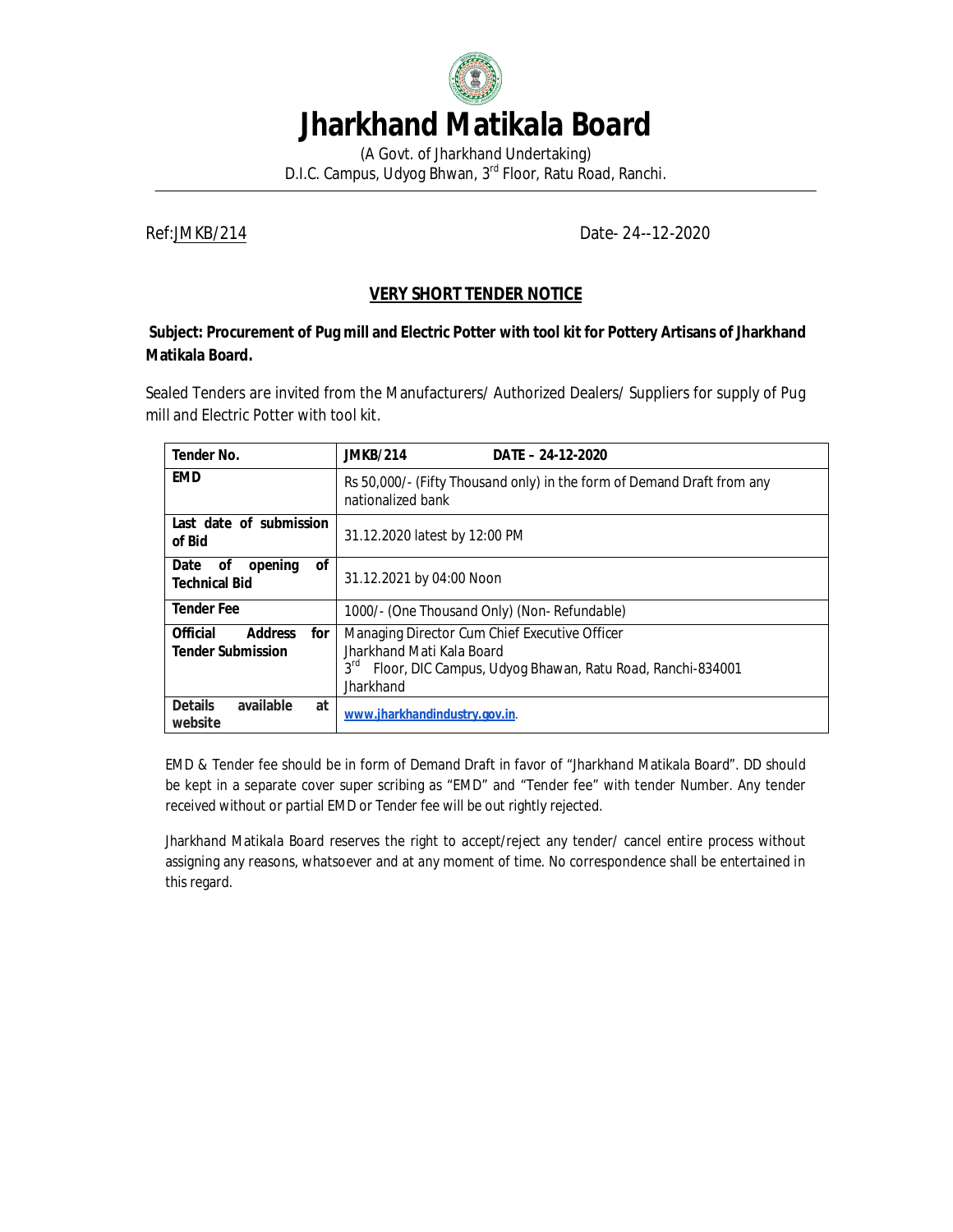# Jharkhand Matikala Board

(A Govt. of Jharkhand Undertaking)
D.I.C. Campus, Udyog Bhwan, 3rd Floor, Ratu Road, Ranchi.

Ref:JMKB/214 Date- 24--12-2020

## VERY SHORT TENDER NOTICE

**Subject: Procurement of Pug mill and Electric Potter with tool kit for Pottery Artisans of Jharkhand Matikala Board.**

Sealed Tenders are invited from the Manufacturers/ Authorized Dealers/ Suppliers for supply of Pug mill and Electric Potter with tool kit.

| **Tender No.** | **JMKB/214 DATE – 24-12-2020** |
|---|---|
| **EMD** | Rs 50,000/- (Fifty Thousand only) in the form of Demand Draft from any nationalized bank |
| **Last date of submission of Bid** | 31.12.2020 latest by 12:00 PM |
| **Date of opening of Technical Bid** | 31.12.2021 by 04:00 Noon |
| **Tender Fee** | 1000/- (One Thousand Only) (Non- Refundable) |
| **Official Address for Tender Submission** | Managing Director Cum Chief Executive Officer Jharkhand Mati Kala Board 3rd Floor, DIC Campus, Udyog Bhawan, Ratu Road, Ranchi-834001 Jharkhand |
| **Details available at website** | www.jharkhandindustry.gov.in. |

EMD & Tender fee should be in form of Demand Draft in favor of "Jharkhand Matikala Board". DD should be kept in a separate cover super scribing as "EMD" and "Tender fee" with tender Number. Any tender received without or partial EMD or Tender fee will be out rightly rejected.

Jharkhand Matikala Board reserves the right to accept/reject any tender/ cancel entire process without assigning any reasons, whatsoever and at any moment of time. No correspondence shall be entertained in this regard.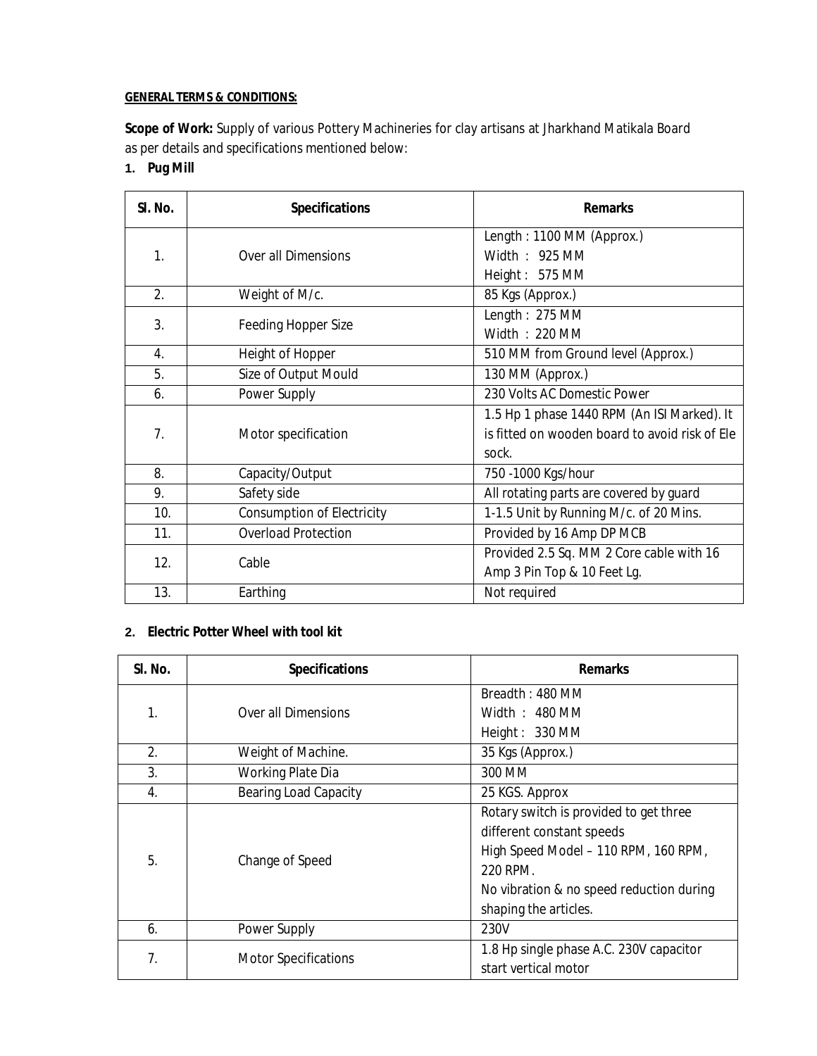**GENERAL TERMS & CONDITIONS:**

**Scope of Work:** Supply of various Pottery Machineries for clay artisans at Jharkhand Matikala Board as per details and specifications mentioned below:

1. **Pug Mill**

| Sl. No. | Specifications | Remarks |
|---|---|---|
| 1. | Over all Dimensions | Length : 1100 MM (Approx.)<br>Width : 925 MM<br>Height : 575 MM |
| 2. | Weight of M/c. | 85 Kgs (Approx.) |
| 3. | Feeding Hopper Size | Length : 275 MM<br>Width : 220 MM |
| 4. | Height of Hopper | 510 MM from Ground level (Approx.) |
| 5. | Size of Output Mould | 130 MM (Approx.) |
| 6. | Power Supply | 230 Volts AC Domestic Power |
| 7. | Motor specification | 1.5 Hp 1 phase 1440 RPM (An ISI Marked). It is fitted on wooden board to avoid risk of Ele sock. |
| 8. | Capacity/Output | 750 -1000 Kgs/hour |
| 9. | Safety side | All rotating parts are covered by guard |
| 10. | Consumption of Electricity | 1-1.5 Unit by Running M/c. of 20 Mins. |
| 11. | Overload Protection | Provided by 16 Amp DP MCB |
| 12. | Cable | Provided 2.5 Sq. MM 2 Core cable with 16 Amp 3 Pin Top & 10 Feet Lg. |
| 13. | Earthing | Not required |

2. **Electric Potter Wheel with tool kit**

| Sl. No. | Specifications | Remarks |
|---|---|---|
| 1. | Over all Dimensions | Breadth : 480 MM<br>Width : 480 MM<br>Height : 330 MM |
| 2. | Weight of Machine. | 35 Kgs (Approx.) |
| 3. | Working Plate Dia | 300 MM |
| 4. | Bearing Load Capacity | 25 KGS. Approx |
| 5. | Change of Speed | Rotary switch is provided to get three different constant speeds<br>High Speed Model – 110 RPM, 160 RPM, 220 RPM.<br>No vibration & no speed reduction during shaping the articles. |
| 6. | Power Supply | 230V |
| 7. | Motor Specifications | 1.8 Hp single phase A.C. 230V capacitor start vertical motor |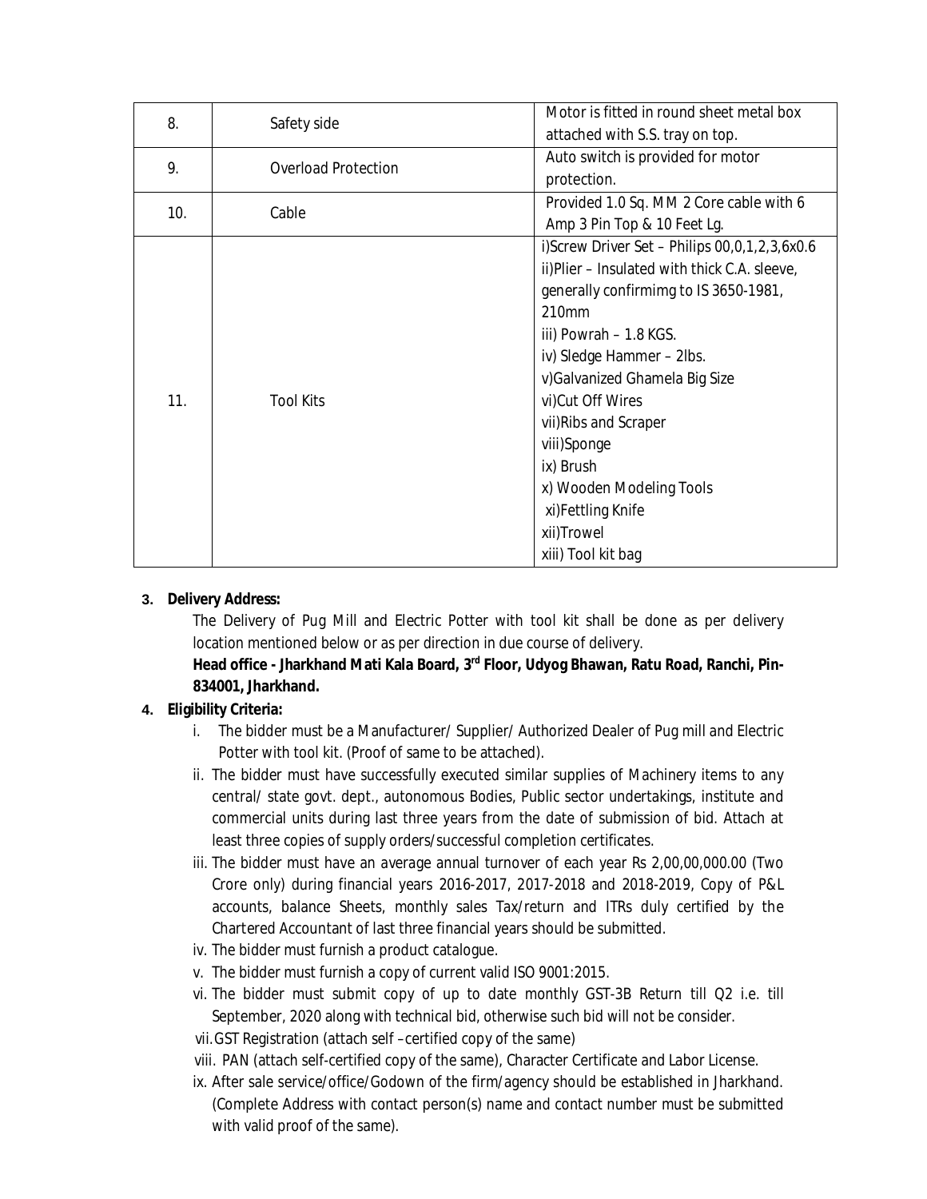| 8. | Safety side | Motor is fitted in round sheet metal box attached with S.S. tray on top. |
|---|---|---|
| 9. | Overload Protection | Auto switch is provided for motor protection. |
| 10. | Cable | Provided 1.0 Sq. MM 2 Core cable with 6 Amp 3 Pin Top & 10 Feet Lg. |
| 11. | Tool Kits | i)Screw Driver Set – Philips 00,0,1,2,3,6x0.6<br>ii)Plier – Insulated with thick C.A. sleeve, generally confirmimg to IS 3650-1981, 210mm<br>iii) Powrah – 1.8 KGS.<br>iv) Sledge Hammer – 2lbs.<br>v)Galvanized Ghamela Big Size<br>vi)Cut Off Wires<br>vii)Ribs and Scraper<br>viii)Sponge<br>ix) Brush<br>x) Wooden Modeling Tools<br>xi)Fettling Knife<br>xii)Trowel<br>xiii) Tool kit bag |

**3. Delivery Address:**

The Delivery of Pug Mill and Electric Potter with tool kit shall be done as per delivery location mentioned below or as per direction in due course of delivery.

**Head office - Jharkhand Mati Kala Board, 3rd Floor, Udyog Bhawan, Ratu Road, Ranchi, Pin-834001, Jharkhand.**

**4. Eligibility Criteria:**

i. The bidder must be a Manufacturer/ Supplier/ Authorized Dealer of Pug mill and Electric Potter with tool kit. (Proof of same to be attached).

ii. The bidder must have successfully executed similar supplies of Machinery items to any central/ state govt. dept., autonomous Bodies, Public sector undertakings, institute and commercial units during last three years from the date of submission of bid. Attach at least three copies of supply orders/successful completion certificates.

iii. The bidder must have an average annual turnover of each year Rs 2,00,00,000.00 (Two Crore only) during financial years 2016-2017, 2017-2018 and 2018-2019, Copy of P&L accounts, balance Sheets, monthly sales Tax/return and ITRs duly certified by the Chartered Accountant of last three financial years should be submitted.

iv. The bidder must furnish a product catalogue.

v. The bidder must furnish a copy of current valid ISO 9001:2015.

vi. The bidder must submit copy of up to date monthly GST-3B Return till Q2 i.e. till September, 2020 along with technical bid, otherwise such bid will not be consider.

vii. GST Registration (attach self –certified copy of the same)

viii. PAN (attach self-certified copy of the same), Character Certificate and Labor License.

ix. After sale service/office/Godown of the firm/agency should be established in Jharkhand. (Complete Address with contact person(s) name and contact number must be submitted with valid proof of the same).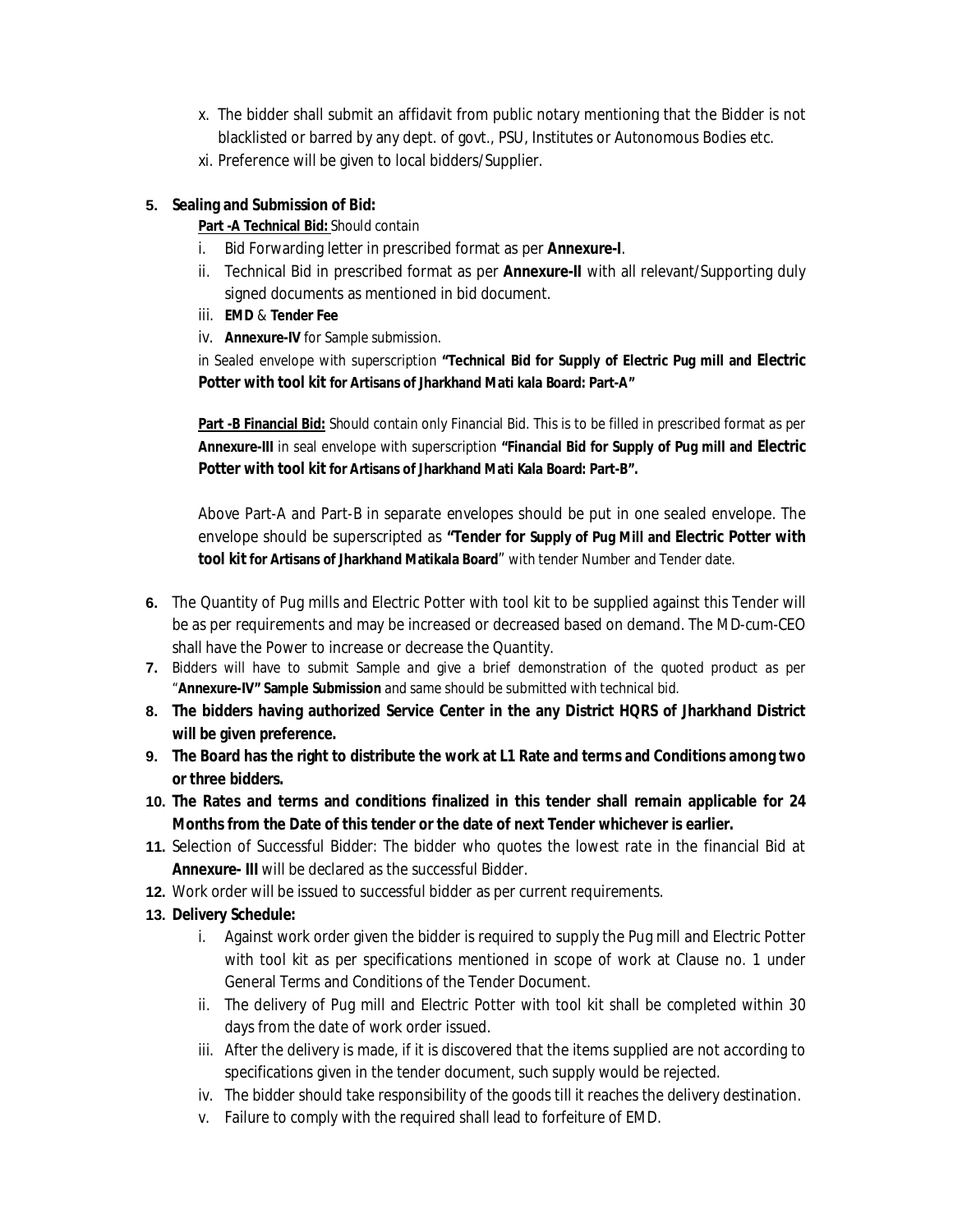x. The bidder shall submit an affidavit from public notary mentioning that the Bidder is not blacklisted or barred by any dept. of govt., PSU, Institutes or Autonomous Bodies etc.

xi. Preference will be given to local bidders/Supplier.

**5. Sealing and Submission of Bid:**

**Part -A Technical Bid:** Should contain

i. Bid Forwarding letter in prescribed format as per **Annexure-I**.

ii. Technical Bid in prescribed format as per **Annexure-II** with all relevant/Supporting duly signed documents as mentioned in bid document.

iii. **EMD** & **Tender Fee**

iv. **Annexure-IV** for Sample submission.

in Sealed envelope with superscription **"Technical Bid for Supply of Electric Pug mill and Electric Potter with tool kit for Artisans of Jharkhand Mati kala Board: Part-A"**

**Part -B Financial Bid:** Should contain only Financial Bid. This is to be filled in prescribed format as per **Annexure-III** in seal envelope with superscription **"Financial Bid for Supply of Pug mill and Electric Potter with tool kit for Artisans of Jharkhand Mati Kala Board: Part-B".**

Above Part-A and Part-B in separate envelopes should be put in one sealed envelope. The envelope should be superscripted as **"Tender for Supply of Pug Mill and Electric Potter with tool kit for Artisans of Jharkhand Matikala Board**" with tender Number and Tender date.

**6.** The Quantity of Pug mills and Electric Potter with tool kit to be supplied against this Tender will be as per requirements and may be increased or decreased based on demand. The MD-cum-CEO shall have the Power to increase or decrease the Quantity.

**7.** Bidders will have to submit Sample and give a brief demonstration of the quoted product as per "**Annexure-IV" Sample Submission** and same should be submitted with technical bid.

**8. The bidders having authorized Service Center in the any District HQRS of Jharkhand District will be given preference.**

**9. The Board has the right to distribute the work at L1 Rate and terms and Conditions among two or three bidders.**

**10. The Rates and terms and conditions finalized in this tender shall remain applicable for 24 Months from the Date of this tender or the date of next Tender whichever is earlier.**

**11.** Selection of Successful Bidder: The bidder who quotes the lowest rate in the financial Bid at **Annexure- III** will be declared as the successful Bidder.

**12.** Work order will be issued to successful bidder as per current requirements.

**13. Delivery Schedule:**

i. Against work order given the bidder is required to supply the Pug mill and Electric Potter with tool kit as per specifications mentioned in scope of work at Clause no. 1 under General Terms and Conditions of the Tender Document.

ii. The delivery of Pug mill and Electric Potter with tool kit shall be completed within 30 days from the date of work order issued.

iii. After the delivery is made, if it is discovered that the items supplied are not according to specifications given in the tender document, such supply would be rejected.

iv. The bidder should take responsibility of the goods till it reaches the delivery destination.

v. Failure to comply with the required shall lead to forfeiture of EMD.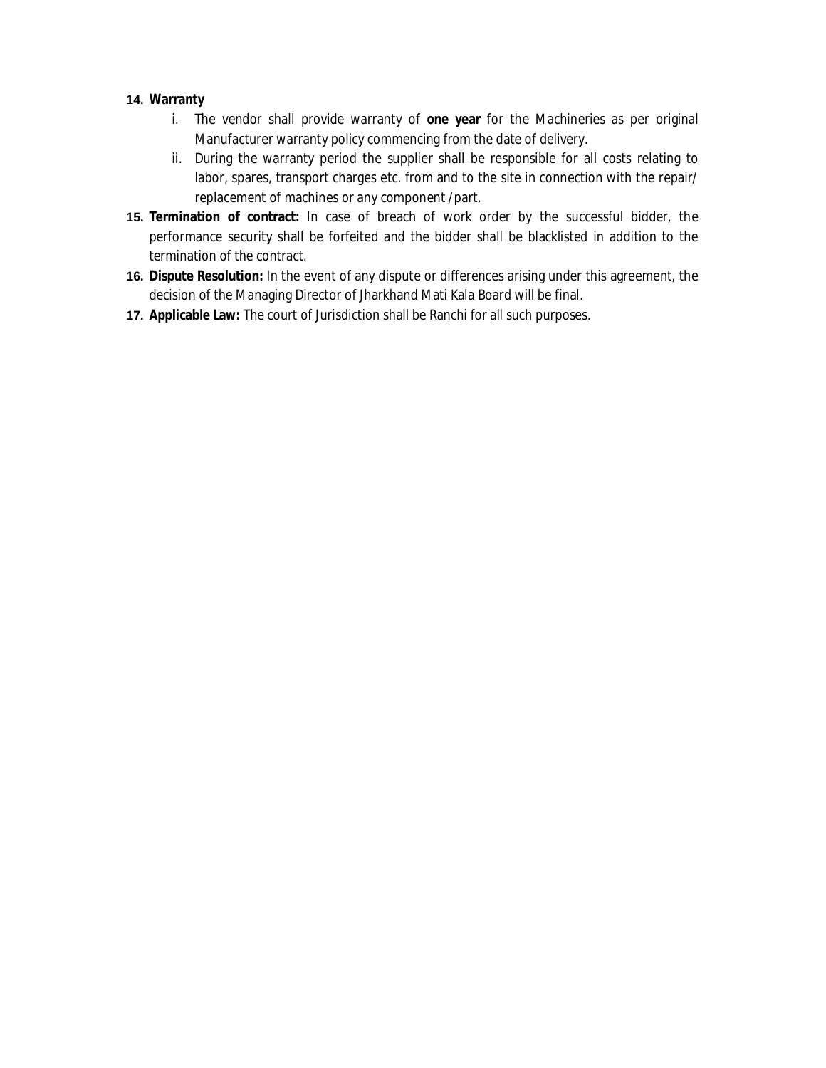14. **Warranty**
    i. The vendor shall provide warranty of **one year** for the Machineries as per original Manufacturer warranty policy commencing from the date of delivery.
    ii. During the warranty period the supplier shall be responsible for all costs relating to labor, spares, transport charges etc. from and to the site in connection with the repair/ replacement of machines or any component /part.
15. **Termination of contract:** In case of breach of work order by the successful bidder, the performance security shall be forfeited and the bidder shall be blacklisted in addition to the termination of the contract.
16. **Dispute Resolution:** In the event of any dispute or differences arising under this agreement, the decision of the Managing Director of Jharkhand Mati Kala Board will be final.
17. **Applicable Law:** The court of Jurisdiction shall be Ranchi for all such purposes.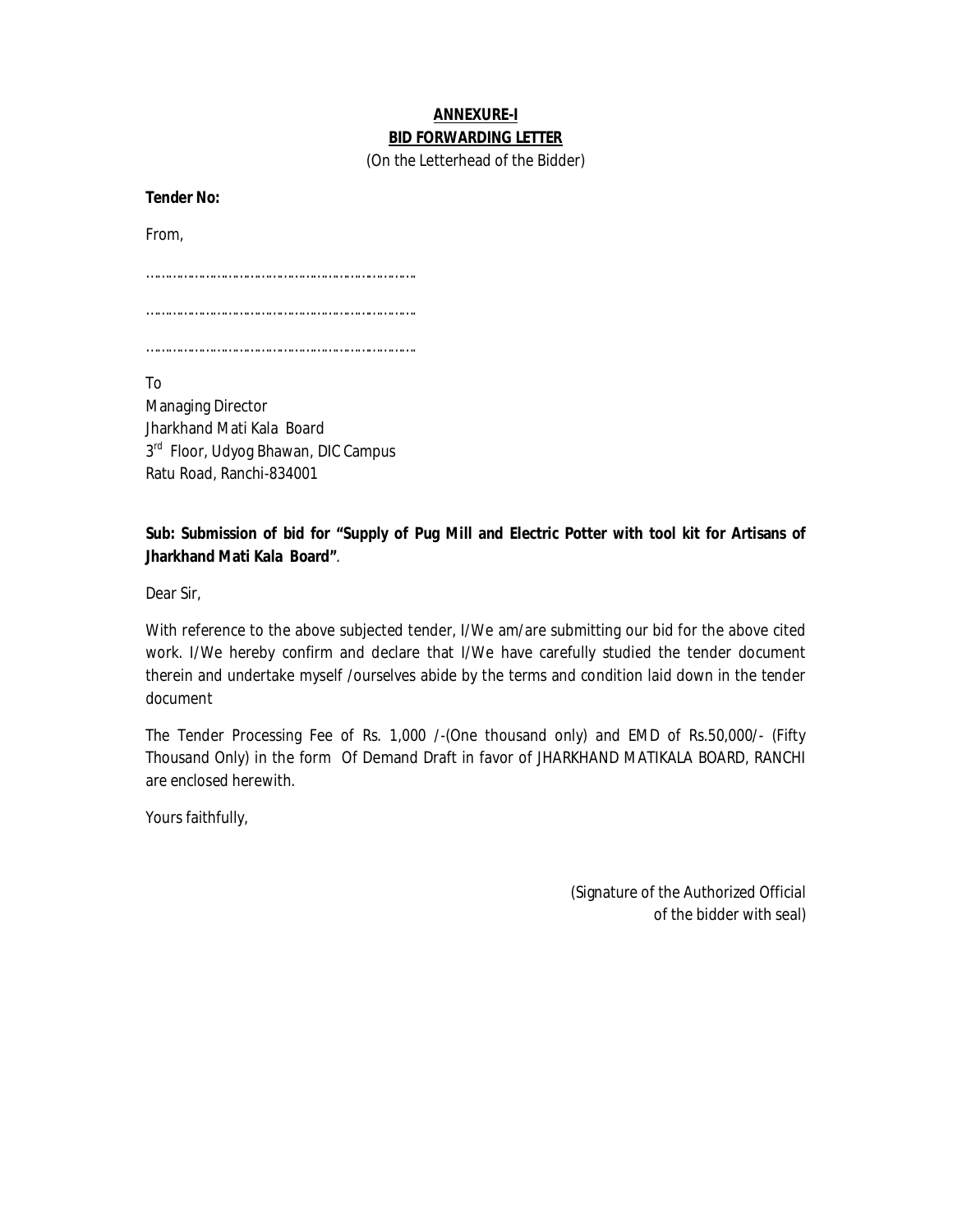**ANNEXURE-I**

**BID FORWARDING LETTER**

(On the Letterhead of the Bidder)

**Tender No:**

From,

……………………………………………………………

……………………………………………………………

……………………………………………………………

To
Managing Director
Jharkhand Mati Kala Board
3rd Floor, Udyog Bhawan, DIC Campus
Ratu Road, Ranchi-834001

**Sub: Submission of bid for "Supply of Pug Mill and Electric Potter with tool kit for Artisans of Jharkhand Mati Kala Board"**.

Dear Sir,

With reference to the above subjected tender, I/We am/are submitting our bid for the above cited work. I/We hereby confirm and declare that I/We have carefully studied the tender document therein and undertake myself /ourselves abide by the terms and condition laid down in the tender document

The Tender Processing Fee of Rs. 1,000 /-(One thousand only) and EMD of Rs.50,000/- (Fifty Thousand Only) in the form Of Demand Draft in favor of JHARKHAND MATIKALA BOARD, RANCHI are enclosed herewith.

Yours faithfully,

(Signature of the Authorized Official
of the bidder with seal)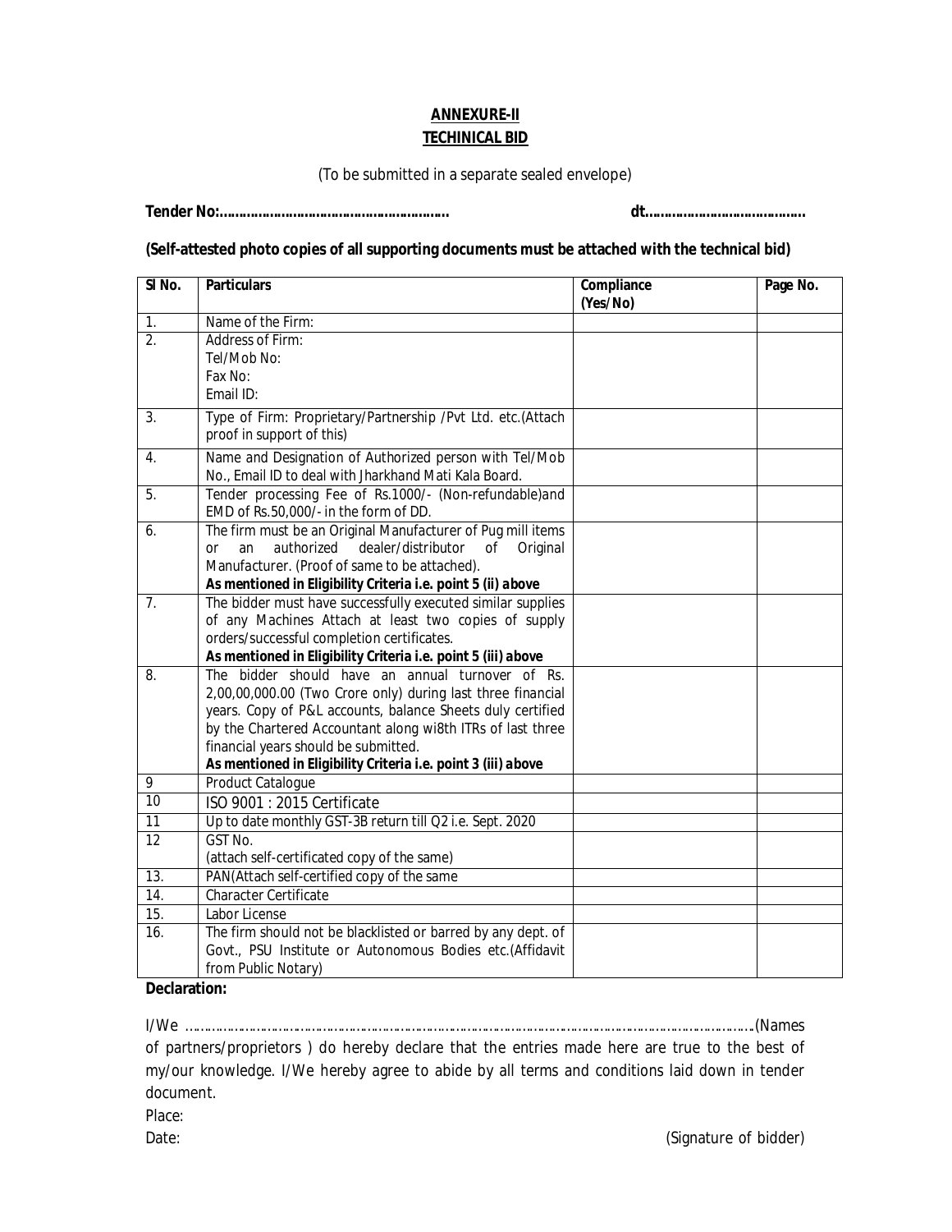**ANNEXURE-II**

**TECHINICAL BID**

(To be submitted in a separate sealed envelope)

**Tender No:………………………………………………….** **dt………………………………..**

**(Self-attested photo copies of all supporting documents must be attached with the technical bid)**

| Sl No. | Particulars | Compliance (Yes/No) | Page No. |
|---|---|---|---|
| 1. | Name of the Firm: | | |
| 2. | Address of Firm:<br>Tel/Mob No:<br>Fax No:<br>Email ID: | | |
| 3. | Type of Firm: Proprietary/Partnership /Pvt Ltd. etc.(Attach proof in support of this) | | |
| 4. | Name and Designation of Authorized person with Tel/Mob No., Email ID to deal with Jharkhand Mati Kala Board. | | |
| 5. | Tender processing Fee of Rs.1000/- (Non-refundable)and EMD of Rs.50,000/- in the form of DD. | | |
| 6. | The firm must be an Original Manufacturer of Pug mill items or an authorized dealer/distributor of Original Manufacturer. (Proof of same to be attached).<br>**As mentioned in Eligibility Criteria i.e. point 5 (ii) above** | | |
| 7. | The bidder must have successfully executed similar supplies of any Machines Attach at least two copies of supply orders/successful completion certificates.<br>**As mentioned in Eligibility Criteria i.e. point 5 (iii) above** | | |
| 8. | The bidder should have an annual turnover of Rs. 2,00,00,000.00 (Two Crore only) during last three financial years. Copy of P&L accounts, balance Sheets duly certified by the Chartered Accountant along wi8th ITRs of last three financial years should be submitted.<br>**As mentioned in Eligibility Criteria i.e. point 3 (iii) above** | | |
| 9 | Product Catalogue | | |
| 10 | ISO 9001 : 2015 Certificate | | |
| 11 | Up to date monthly GST-3B return till Q2 i.e. Sept. 2020 | | |
| 12 | GST No.<br>(attach self-certificated copy of the same) | | |
| 13. | PAN(Attach self-certified copy of the same | | |
| 14. | Character Certificate | | |
| 15. | Labor License | | |
| 16. | The firm should not be blacklisted or barred by any dept. of Govt., PSU Institute or Autonomous Bodies etc.(Affidavit from Public Notary) | | |

**Declaration:**

I/We ……………………………………………………………………………………………………………………………….(Names of partners/proprietors ) do hereby declare that the entries made here are true to the best of my/our knowledge. I/We hereby agree to abide by all terms and conditions laid down in tender document.

Place:

Date: (Signature of bidder)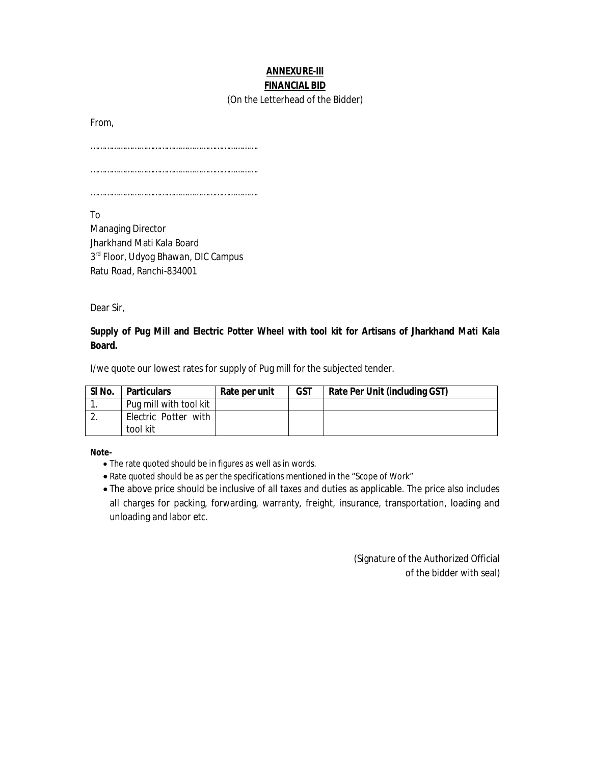## ANNEXURE-III

## FINANCIAL BID

(On the Letterhead of the Bidder)

From,

……………………………………………………………

……………………………………………………………

……………………………………………………………

To
Managing Director
Jharkhand Mati Kala Board
3rd Floor, Udyog Bhawan, DIC Campus
Ratu Road, Ranchi-834001

Dear Sir,

**Supply of Pug Mill and Electric Potter Wheel with tool kit for Artisans of Jharkhand Mati Kala Board.**

I/we quote our lowest rates for supply of Pug mill for the subjected tender.

| Sl No. | Particulars | Rate per unit | GST | Rate Per Unit (including GST) |
|---|---|---|---|---|
| 1. | Pug mill with tool kit | | | |
| 2. | Electric Potter with tool kit | | | |

**Note-**

- The rate quoted should be in figures as well as in words.
- Rate quoted should be as per the specifications mentioned in the "Scope of Work"
- The above price should be inclusive of all taxes and duties as applicable. The price also includes all charges for packing, forwarding, warranty, freight, insurance, transportation, loading and unloading and labor etc.

(Signature of the Authorized Official
of the bidder with seal)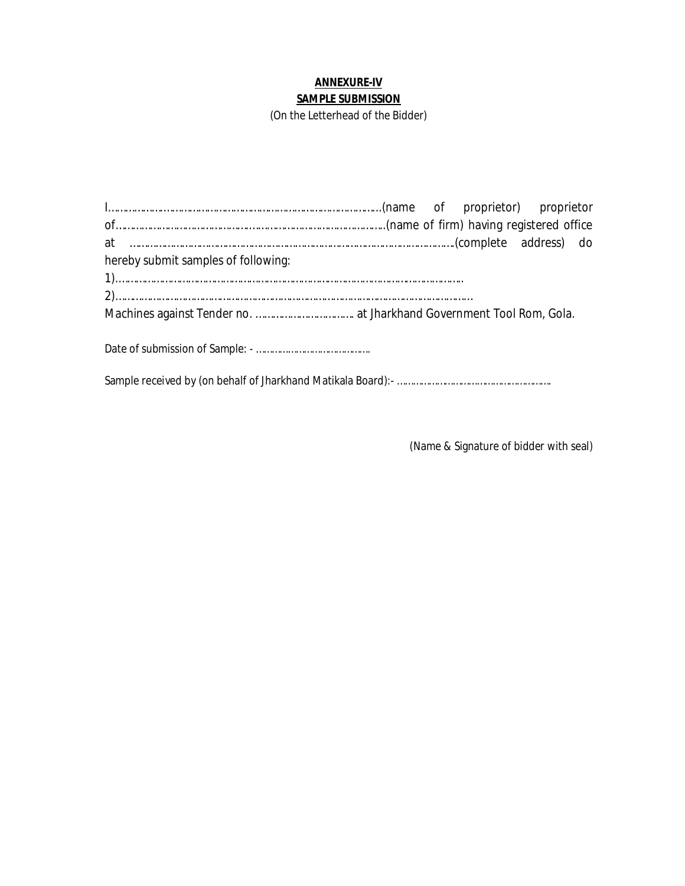**ANNEXURE-IV**

**SAMPLE SUBMISSION**

(On the Letterhead of the Bidder)

I…………………………………………………………………………………(name of proprietor) proprietor of…………………………………………………………………………………(name of firm) having registered office at ……………………………………………………………………………………………………(complete address) do hereby submit samples of following:

1)………………………………………………………………………………………………………………

2)………………………………………………………………………………………………………………

Machines against Tender no. ……………………………… at Jharkhand Government Tool Rom, Gola.

Date of submission of Sample: - ……………………………………

Sample received by (on behalf of Jharkhand Matikala Board):- ………………………………………………

(Name & Signature of bidder with seal)